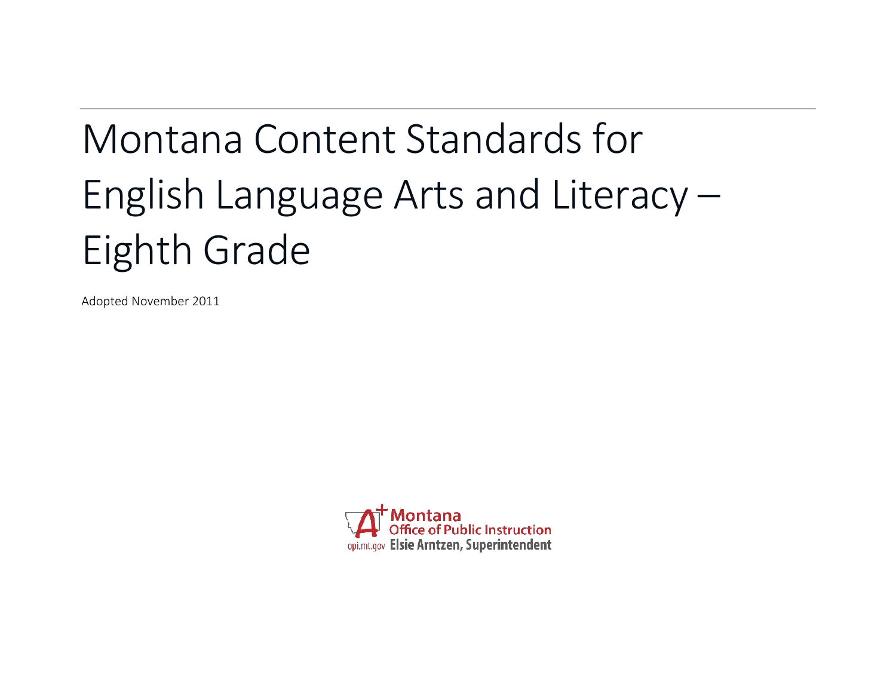# Montana Content Standards for English Language Arts and Literacy – Eighth Grade

Adopted November 2011

Montana Office of Public Instruction
opi.mt.gov Elsie Arntzen, Superintendent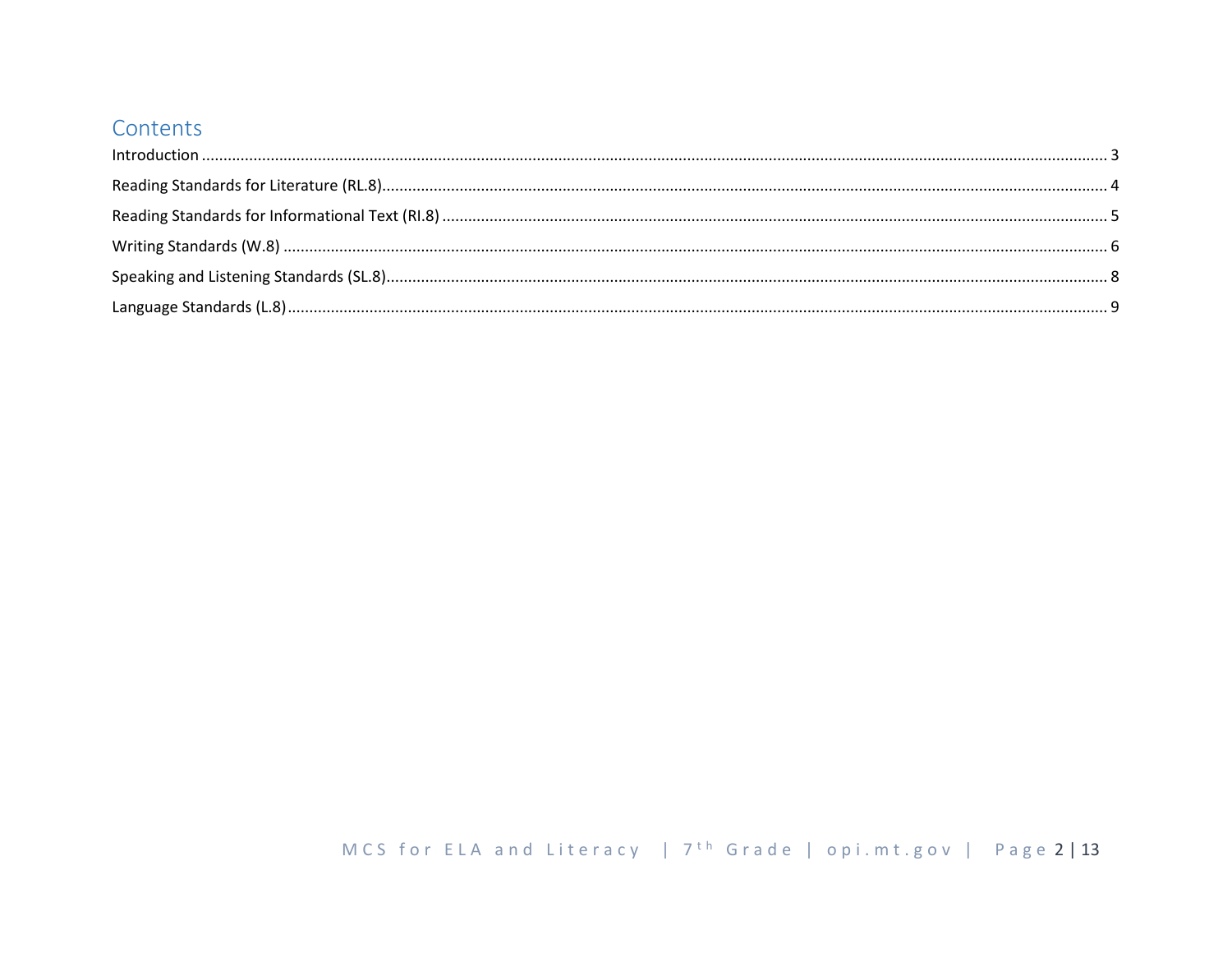## Contents

Introduction ........................................................................................................ 3

Reading Standards for Literature (RL.8)........................................................................ 4

Reading Standards for Informational Text (RI.8) ............................................................. 5

Writing Standards (W.8) ............................................................................................ 6

Speaking and Listening Standards (SL.8)........................................................................ 8

Language Standards (L.8)........................................................................................... 9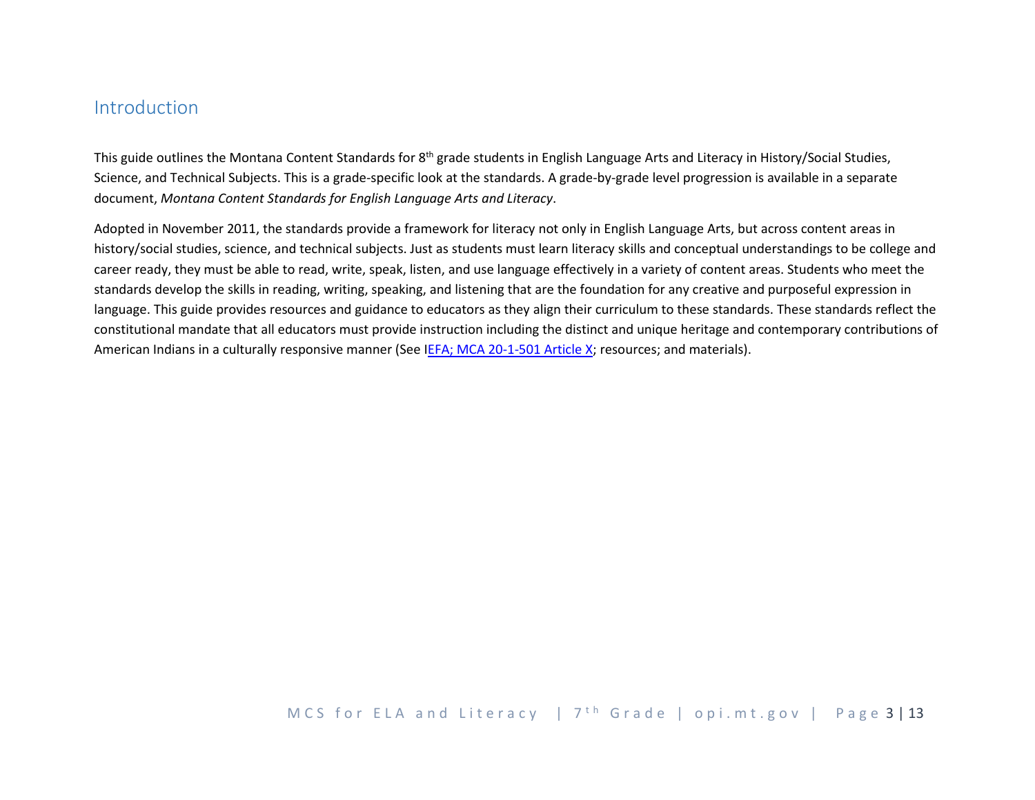## Introduction

This guide outlines the Montana Content Standards for 8th grade students in English Language Arts and Literacy in History/Social Studies, Science, and Technical Subjects. This is a grade-specific look at the standards. A grade-by-grade level progression is available in a separate document, *Montana Content Standards for English Language Arts and Literacy*.

Adopted in November 2011, the standards provide a framework for literacy not only in English Language Arts, but across content areas in history/social studies, science, and technical subjects. Just as students must learn literacy skills and conceptual understandings to be college and career ready, they must be able to read, write, speak, listen, and use language effectively in a variety of content areas. Students who meet the standards develop the skills in reading, writing, speaking, and listening that are the foundation for any creative and purposeful expression in language. This guide provides resources and guidance to educators as they align their curriculum to these standards. These standards reflect the constitutional mandate that all educators must provide instruction including the distinct and unique heritage and contemporary contributions of American Indians in a culturally responsive manner (See IEFA; MCA 20-1-501 Article X; resources; and materials).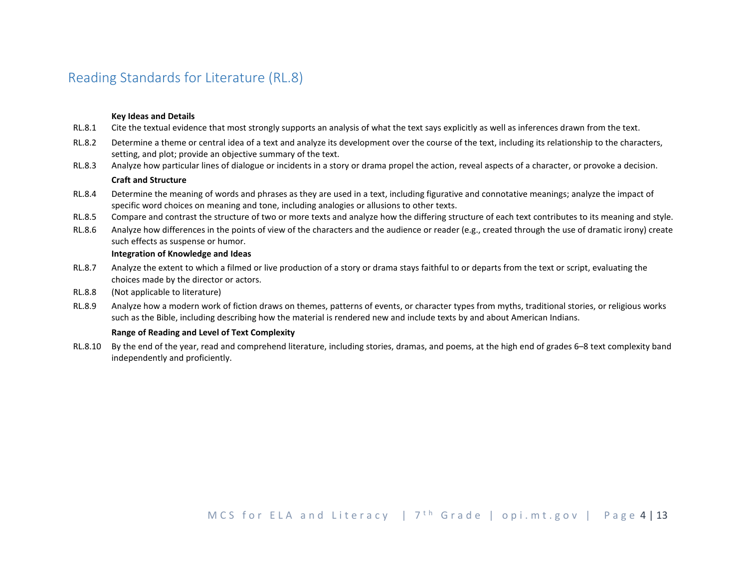## Reading Standards for Literature (RL.8)

**Key Ideas and Details**

RL.8.1 Cite the textual evidence that most strongly supports an analysis of what the text says explicitly as well as inferences drawn from the text.

RL.8.2 Determine a theme or central idea of a text and analyze its development over the course of the text, including its relationship to the characters, setting, and plot; provide an objective summary of the text.

RL.8.3 Analyze how particular lines of dialogue or incidents in a story or drama propel the action, reveal aspects of a character, or provoke a decision.

**Craft and Structure**

RL.8.4 Determine the meaning of words and phrases as they are used in a text, including figurative and connotative meanings; analyze the impact of specific word choices on meaning and tone, including analogies or allusions to other texts.

RL.8.5 Compare and contrast the structure of two or more texts and analyze how the differing structure of each text contributes to its meaning and style.

RL.8.6 Analyze how differences in the points of view of the characters and the audience or reader (e.g., created through the use of dramatic irony) create such effects as suspense or humor.

**Integration of Knowledge and Ideas**

RL.8.7 Analyze the extent to which a filmed or live production of a story or drama stays faithful to or departs from the text or script, evaluating the choices made by the director or actors.

RL.8.8 (Not applicable to literature)

RL.8.9 Analyze how a modern work of fiction draws on themes, patterns of events, or character types from myths, traditional stories, or religious works such as the Bible, including describing how the material is rendered new and include texts by and about American Indians.

**Range of Reading and Level of Text Complexity**

RL.8.10 By the end of the year, read and comprehend literature, including stories, dramas, and poems, at the high end of grades 6–8 text complexity band independently and proficiently.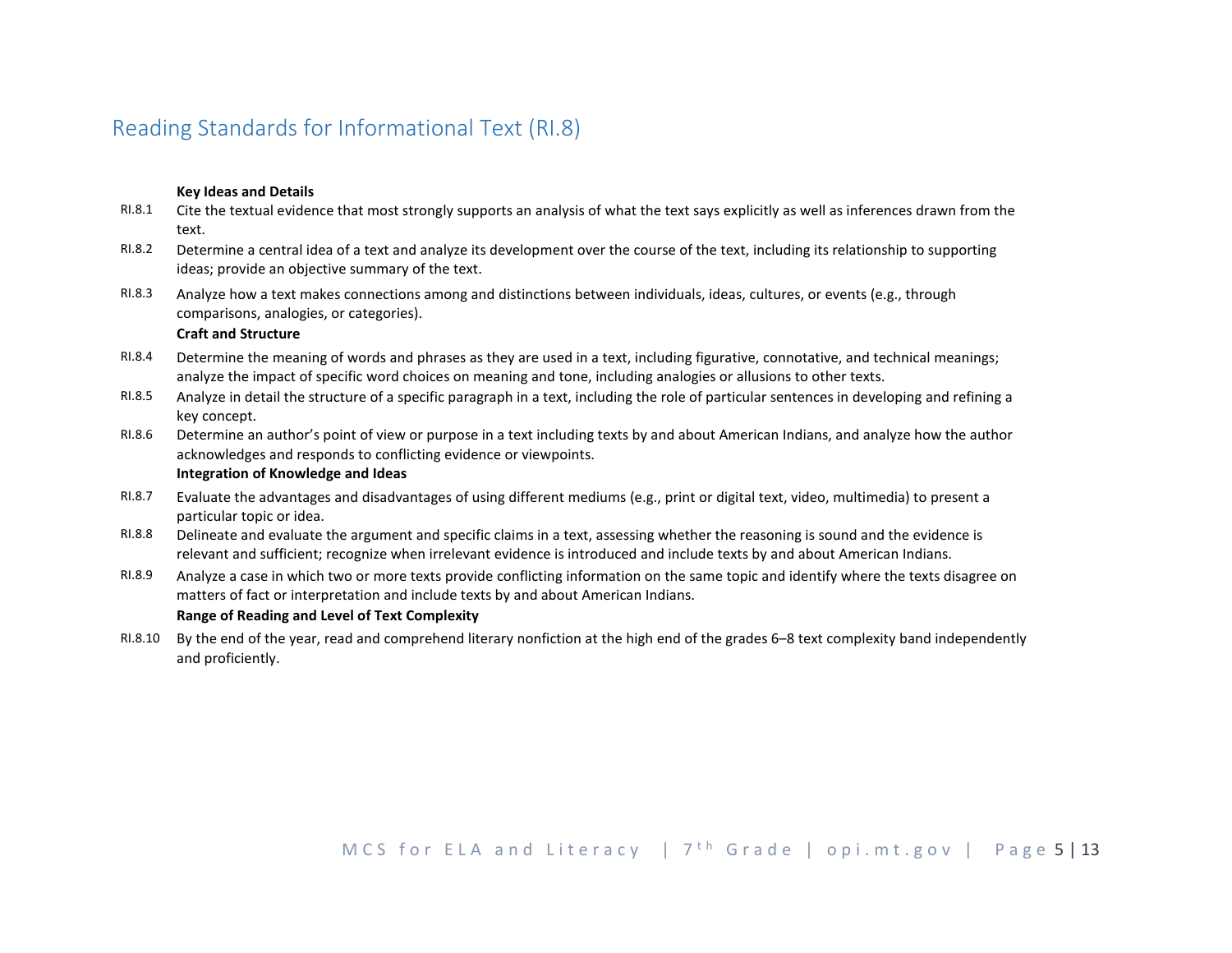## Reading Standards for Informational Text (RI.8)

**Key Ideas and Details**

RI.8.1 Cite the textual evidence that most strongly supports an analysis of what the text says explicitly as well as inferences drawn from the text.

RI.8.2 Determine a central idea of a text and analyze its development over the course of the text, including its relationship to supporting ideas; provide an objective summary of the text.

RI.8.3 Analyze how a text makes connections among and distinctions between individuals, ideas, cultures, or events (e.g., through comparisons, analogies, or categories).

**Craft and Structure**

RI.8.4 Determine the meaning of words and phrases as they are used in a text, including figurative, connotative, and technical meanings; analyze the impact of specific word choices on meaning and tone, including analogies or allusions to other texts.

RI.8.5 Analyze in detail the structure of a specific paragraph in a text, including the role of particular sentences in developing and refining a key concept.

RI.8.6 Determine an author's point of view or purpose in a text including texts by and about American Indians, and analyze how the author acknowledges and responds to conflicting evidence or viewpoints.

**Integration of Knowledge and Ideas**

RI.8.7 Evaluate the advantages and disadvantages of using different mediums (e.g., print or digital text, video, multimedia) to present a particular topic or idea.

RI.8.8 Delineate and evaluate the argument and specific claims in a text, assessing whether the reasoning is sound and the evidence is relevant and sufficient; recognize when irrelevant evidence is introduced and include texts by and about American Indians.

RI.8.9 Analyze a case in which two or more texts provide conflicting information on the same topic and identify where the texts disagree on matters of fact or interpretation and include texts by and about American Indians.

**Range of Reading and Level of Text Complexity**

RI.8.10 By the end of the year, read and comprehend literary nonfiction at the high end of the grades 6–8 text complexity band independently and proficiently.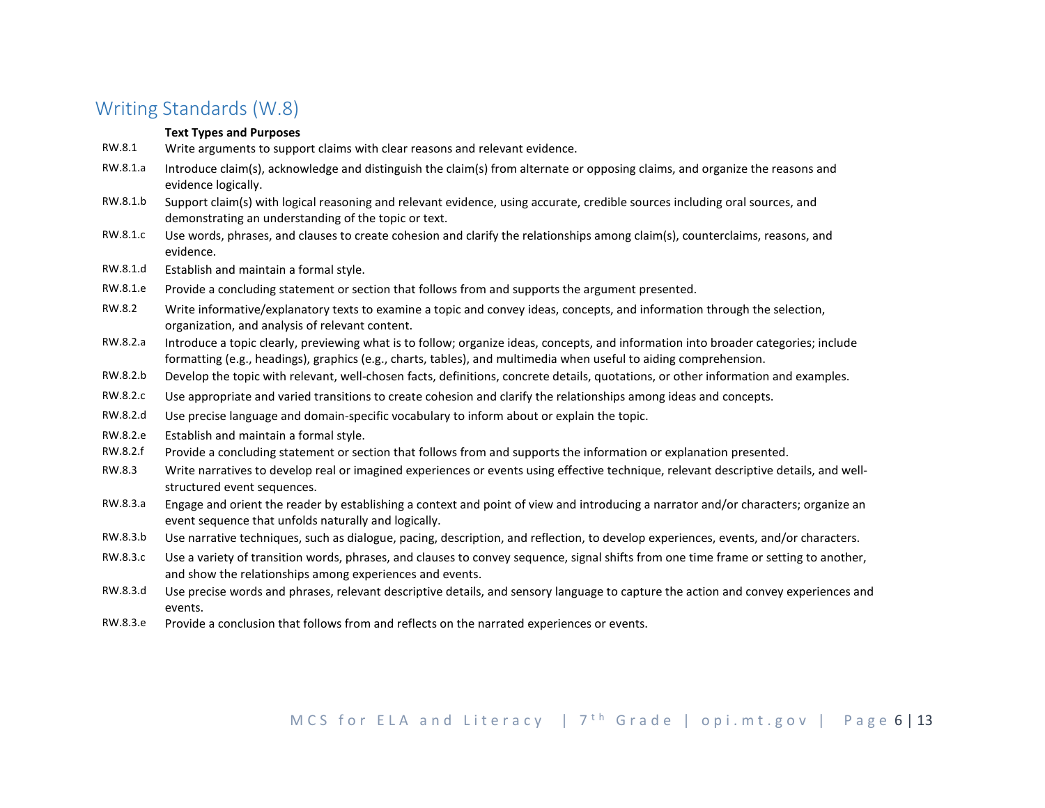## Writing Standards (W.8)

| | **Text Types and Purposes** |
|---|---|
| RW.8.1 | Write arguments to support claims with clear reasons and relevant evidence. |
| RW.8.1.a | Introduce claim(s), acknowledge and distinguish the claim(s) from alternate or opposing claims, and organize the reasons and evidence logically. |
| RW.8.1.b | Support claim(s) with logical reasoning and relevant evidence, using accurate, credible sources including oral sources, and demonstrating an understanding of the topic or text. |
| RW.8.1.c | Use words, phrases, and clauses to create cohesion and clarify the relationships among claim(s), counterclaims, reasons, and evidence. |
| RW.8.1.d | Establish and maintain a formal style. |
| RW.8.1.e | Provide a concluding statement or section that follows from and supports the argument presented. |
| RW.8.2 | Write informative/explanatory texts to examine a topic and convey ideas, concepts, and information through the selection, organization, and analysis of relevant content. |
| RW.8.2.a | Introduce a topic clearly, previewing what is to follow; organize ideas, concepts, and information into broader categories; include formatting (e.g., headings), graphics (e.g., charts, tables), and multimedia when useful to aiding comprehension. |
| RW.8.2.b | Develop the topic with relevant, well-chosen facts, definitions, concrete details, quotations, or other information and examples. |
| RW.8.2.c | Use appropriate and varied transitions to create cohesion and clarify the relationships among ideas and concepts. |
| RW.8.2.d | Use precise language and domain-specific vocabulary to inform about or explain the topic. |
| RW.8.2.e | Establish and maintain a formal style. |
| RW.8.2.f | Provide a concluding statement or section that follows from and supports the information or explanation presented. |
| RW.8.3 | Write narratives to develop real or imagined experiences or events using effective technique, relevant descriptive details, and well-structured event sequences. |
| RW.8.3.a | Engage and orient the reader by establishing a context and point of view and introducing a narrator and/or characters; organize an event sequence that unfolds naturally and logically. |
| RW.8.3.b | Use narrative techniques, such as dialogue, pacing, description, and reflection, to develop experiences, events, and/or characters. |
| RW.8.3.c | Use a variety of transition words, phrases, and clauses to convey sequence, signal shifts from one time frame or setting to another, and show the relationships among experiences and events. |
| RW.8.3.d | Use precise words and phrases, relevant descriptive details, and sensory language to capture the action and convey experiences and events. |
| RW.8.3.e | Provide a conclusion that follows from and reflects on the narrated experiences or events. |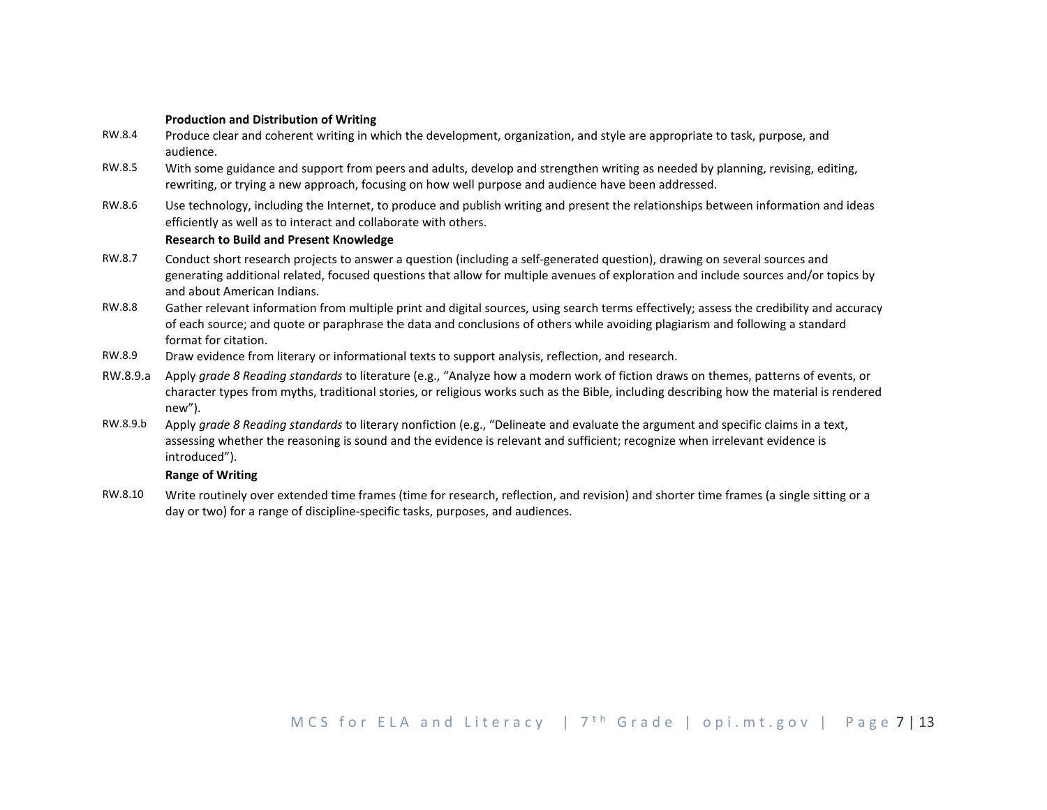**Production and Distribution of Writing**

RW.8.4 Produce clear and coherent writing in which the development, organization, and style are appropriate to task, purpose, and audience.

RW.8.5 With some guidance and support from peers and adults, develop and strengthen writing as needed by planning, revising, editing, rewriting, or trying a new approach, focusing on how well purpose and audience have been addressed.

RW.8.6 Use technology, including the Internet, to produce and publish writing and present the relationships between information and ideas efficiently as well as to interact and collaborate with others.

**Research to Build and Present Knowledge**

RW.8.7 Conduct short research projects to answer a question (including a self-generated question), drawing on several sources and generating additional related, focused questions that allow for multiple avenues of exploration and include sources and/or topics by and about American Indians.

RW.8.8 Gather relevant information from multiple print and digital sources, using search terms effectively; assess the credibility and accuracy of each source; and quote or paraphrase the data and conclusions of others while avoiding plagiarism and following a standard format for citation.

RW.8.9 Draw evidence from literary or informational texts to support analysis, reflection, and research.

RW.8.9.a Apply *grade 8 Reading standards* to literature (e.g., "Analyze how a modern work of fiction draws on themes, patterns of events, or character types from myths, traditional stories, or religious works such as the Bible, including describing how the material is rendered new").

RW.8.9.b Apply *grade 8 Reading standards* to literary nonfiction (e.g., "Delineate and evaluate the argument and specific claims in a text, assessing whether the reasoning is sound and the evidence is relevant and sufficient; recognize when irrelevant evidence is introduced").

**Range of Writing**

RW.8.10 Write routinely over extended time frames (time for research, reflection, and revision) and shorter time frames (a single sitting or a day or two) for a range of discipline-specific tasks, purposes, and audiences.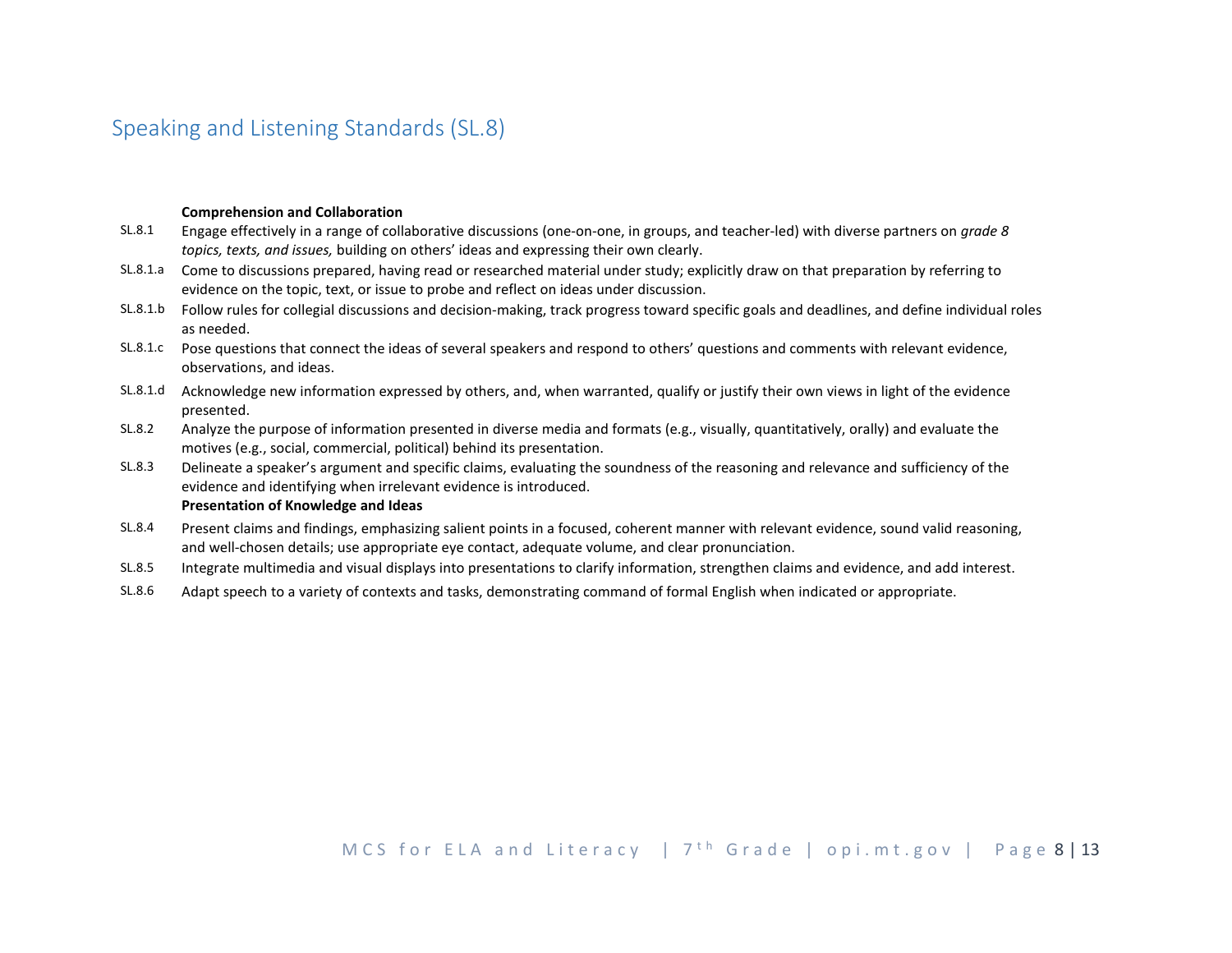## Speaking and Listening Standards (SL.8)

**Comprehension and Collaboration**

SL.8.1 Engage effectively in a range of collaborative discussions (one-on-one, in groups, and teacher-led) with diverse partners on *grade 8 topics, texts, and issues,* building on others' ideas and expressing their own clearly.

SL.8.1.a Come to discussions prepared, having read or researched material under study; explicitly draw on that preparation by referring to evidence on the topic, text, or issue to probe and reflect on ideas under discussion.

SL.8.1.b Follow rules for collegial discussions and decision-making, track progress toward specific goals and deadlines, and define individual roles as needed.

SL.8.1.c Pose questions that connect the ideas of several speakers and respond to others' questions and comments with relevant evidence, observations, and ideas.

SL.8.1.d Acknowledge new information expressed by others, and, when warranted, qualify or justify their own views in light of the evidence presented.

SL.8.2 Analyze the purpose of information presented in diverse media and formats (e.g., visually, quantitatively, orally) and evaluate the motives (e.g., social, commercial, political) behind its presentation.

SL.8.3 Delineate a speaker's argument and specific claims, evaluating the soundness of the reasoning and relevance and sufficiency of the evidence and identifying when irrelevant evidence is introduced.

**Presentation of Knowledge and Ideas**

SL.8.4 Present claims and findings, emphasizing salient points in a focused, coherent manner with relevant evidence, sound valid reasoning, and well-chosen details; use appropriate eye contact, adequate volume, and clear pronunciation.

SL.8.5 Integrate multimedia and visual displays into presentations to clarify information, strengthen claims and evidence, and add interest.

SL.8.6 Adapt speech to a variety of contexts and tasks, demonstrating command of formal English when indicated or appropriate.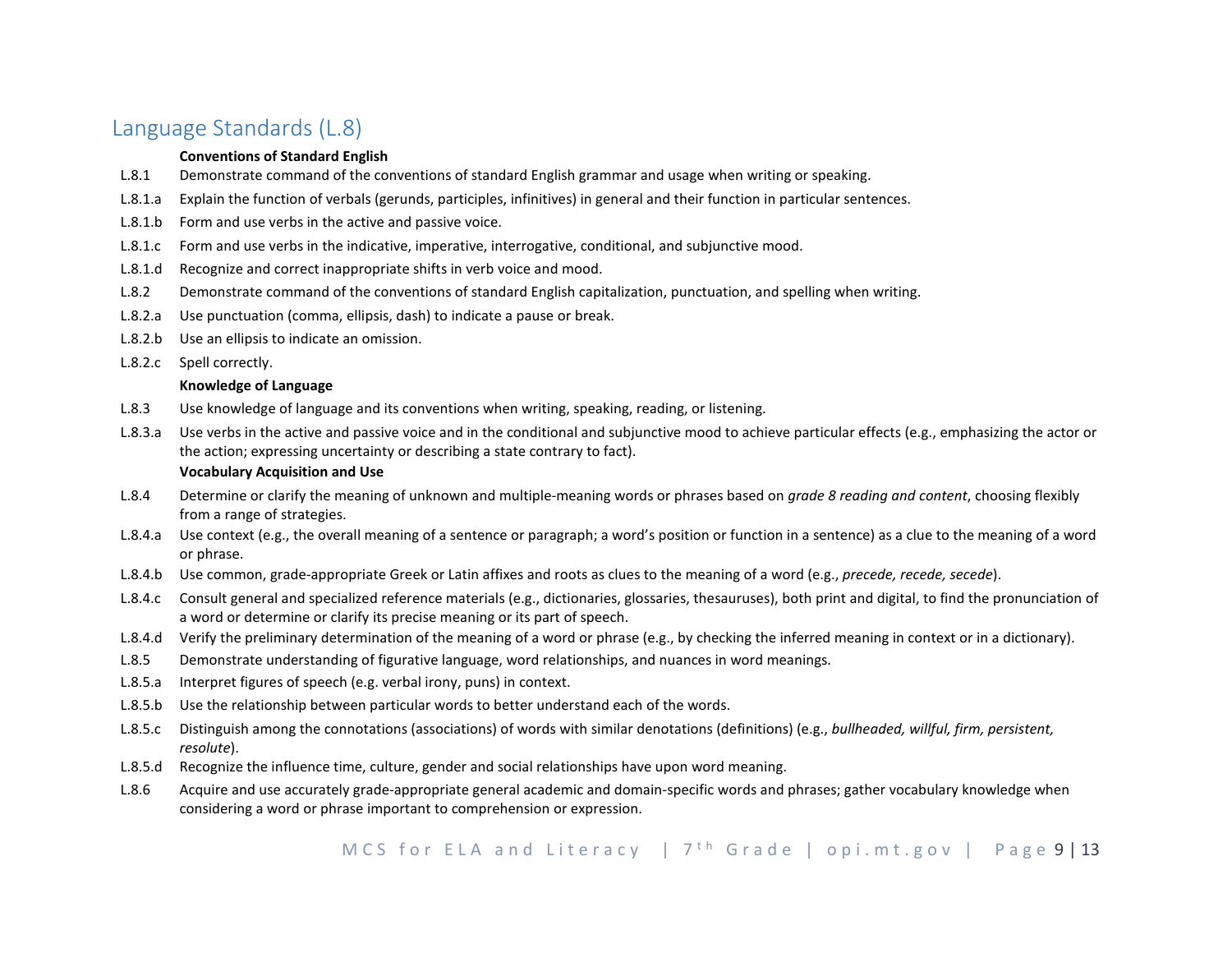## Language Standards (L.8)

**Conventions of Standard English**

L.8.1 Demonstrate command of the conventions of standard English grammar and usage when writing or speaking.

L.8.1.a Explain the function of verbals (gerunds, participles, infinitives) in general and their function in particular sentences.

L.8.1.b Form and use verbs in the active and passive voice.

L.8.1.c Form and use verbs in the indicative, imperative, interrogative, conditional, and subjunctive mood.

L.8.1.d Recognize and correct inappropriate shifts in verb voice and mood.

L.8.2 Demonstrate command of the conventions of standard English capitalization, punctuation, and spelling when writing.

L.8.2.a Use punctuation (comma, ellipsis, dash) to indicate a pause or break.

L.8.2.b Use an ellipsis to indicate an omission.

L.8.2.c Spell correctly.

**Knowledge of Language**

L.8.3 Use knowledge of language and its conventions when writing, speaking, reading, or listening.

L.8.3.a Use verbs in the active and passive voice and in the conditional and subjunctive mood to achieve particular effects (e.g., emphasizing the actor or the action; expressing uncertainty or describing a state contrary to fact).

**Vocabulary Acquisition and Use**

L.8.4 Determine or clarify the meaning of unknown and multiple-meaning words or phrases based on *grade 8 reading and content*, choosing flexibly from a range of strategies.

L.8.4.a Use context (e.g., the overall meaning of a sentence or paragraph; a word's position or function in a sentence) as a clue to the meaning of a word or phrase.

L.8.4.b Use common, grade-appropriate Greek or Latin affixes and roots as clues to the meaning of a word (e.g., *precede, recede, secede*).

L.8.4.c Consult general and specialized reference materials (e.g., dictionaries, glossaries, thesauruses), both print and digital, to find the pronunciation of a word or determine or clarify its precise meaning or its part of speech.

L.8.4.d Verify the preliminary determination of the meaning of a word or phrase (e.g., by checking the inferred meaning in context or in a dictionary).

L.8.5 Demonstrate understanding of figurative language, word relationships, and nuances in word meanings.

L.8.5.a Interpret figures of speech (e.g. verbal irony, puns) in context.

L.8.5.b Use the relationship between particular words to better understand each of the words.

L.8.5.c Distinguish among the connotations (associations) of words with similar denotations (definitions) (e.g., *bullheaded, willful, firm, persistent, resolute*).

L.8.5.d Recognize the influence time, culture, gender and social relationships have upon word meaning.

L.8.6 Acquire and use accurately grade-appropriate general academic and domain-specific words and phrases; gather vocabulary knowledge when considering a word or phrase important to comprehension or expression.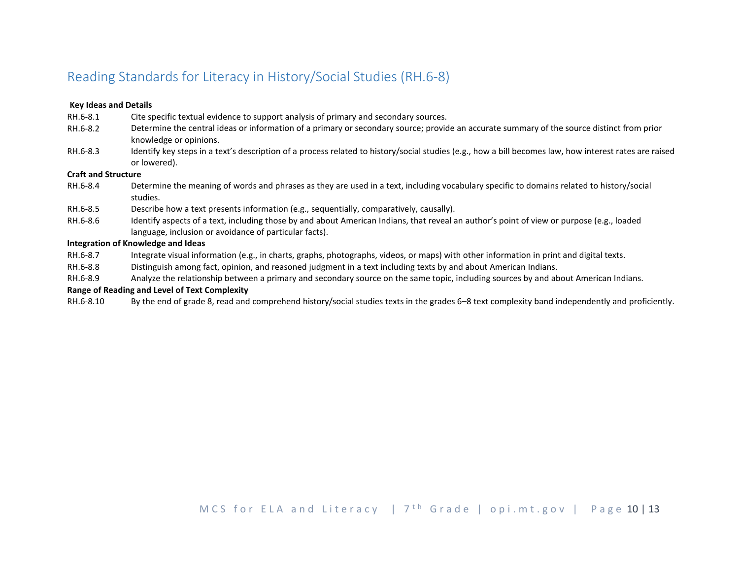## Reading Standards for Literacy in History/Social Studies (RH.6-8)

**Key Ideas and Details**

| | |
|---|---|
| RH.6-8.1 | Cite specific textual evidence to support analysis of primary and secondary sources. |
| RH.6-8.2 | Determine the central ideas or information of a primary or secondary source; provide an accurate summary of the source distinct from prior knowledge or opinions. |
| RH.6-8.3 | Identify key steps in a text's description of a process related to history/social studies (e.g., how a bill becomes law, how interest rates are raised or lowered). |

**Craft and Structure**

| | |
|---|---|
| RH.6-8.4 | Determine the meaning of words and phrases as they are used in a text, including vocabulary specific to domains related to history/social studies. |
| RH.6-8.5 | Describe how a text presents information (e.g., sequentially, comparatively, causally). |
| RH.6-8.6 | Identify aspects of a text, including those by and about American Indians, that reveal an author's point of view or purpose (e.g., loaded language, inclusion or avoidance of particular facts). |

**Integration of Knowledge and Ideas**

| | |
|---|---|
| RH.6-8.7 | Integrate visual information (e.g., in charts, graphs, photographs, videos, or maps) with other information in print and digital texts. |
| RH.6-8.8 | Distinguish among fact, opinion, and reasoned judgment in a text including texts by and about American Indians. |
| RH.6-8.9 | Analyze the relationship between a primary and secondary source on the same topic, including sources by and about American Indians. |

**Range of Reading and Level of Text Complexity**

| | |
|---|---|
| RH.6-8.10 | By the end of grade 8, read and comprehend history/social studies texts in the grades 6–8 text complexity band independently and proficiently. |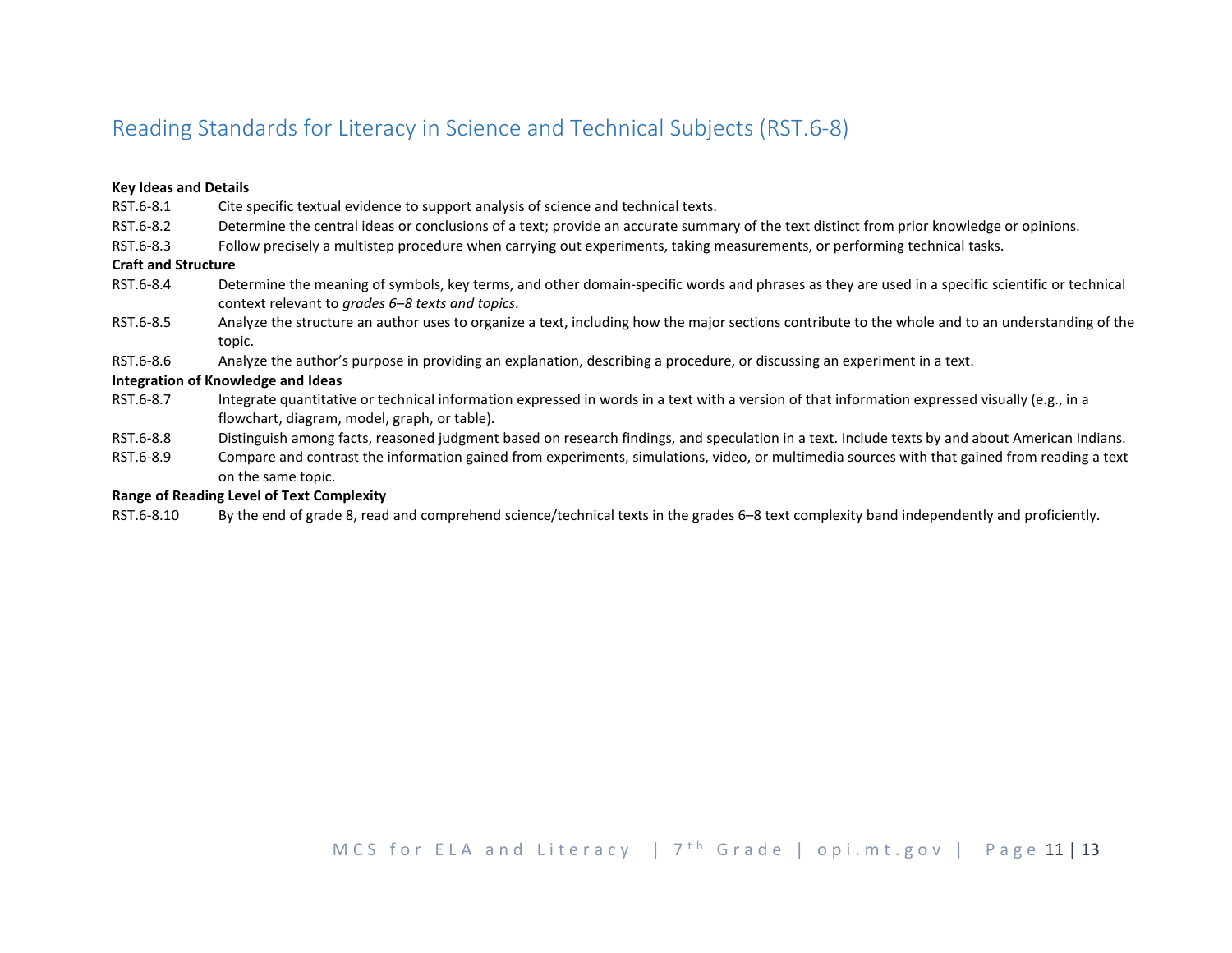## Reading Standards for Literacy in Science and Technical Subjects (RST.6-8)

**Key Ideas and Details**

RST.6-8.1 Cite specific textual evidence to support analysis of science and technical texts.

RST.6-8.2 Determine the central ideas or conclusions of a text; provide an accurate summary of the text distinct from prior knowledge or opinions.

RST.6-8.3 Follow precisely a multistep procedure when carrying out experiments, taking measurements, or performing technical tasks.

**Craft and Structure**

RST.6-8.4 Determine the meaning of symbols, key terms, and other domain-specific words and phrases as they are used in a specific scientific or technical context relevant to *grades 6–8 texts and topics*.

RST.6-8.5 Analyze the structure an author uses to organize a text, including how the major sections contribute to the whole and to an understanding of the topic.

RST.6-8.6 Analyze the author's purpose in providing an explanation, describing a procedure, or discussing an experiment in a text.

**Integration of Knowledge and Ideas**

RST.6-8.7 Integrate quantitative or technical information expressed in words in a text with a version of that information expressed visually (e.g., in a flowchart, diagram, model, graph, or table).

RST.6-8.8 Distinguish among facts, reasoned judgment based on research findings, and speculation in a text. Include texts by and about American Indians.

RST.6-8.9 Compare and contrast the information gained from experiments, simulations, video, or multimedia sources with that gained from reading a text on the same topic.

**Range of Reading Level of Text Complexity**

RST.6-8.10 By the end of grade 8, read and comprehend science/technical texts in the grades 6–8 text complexity band independently and proficiently.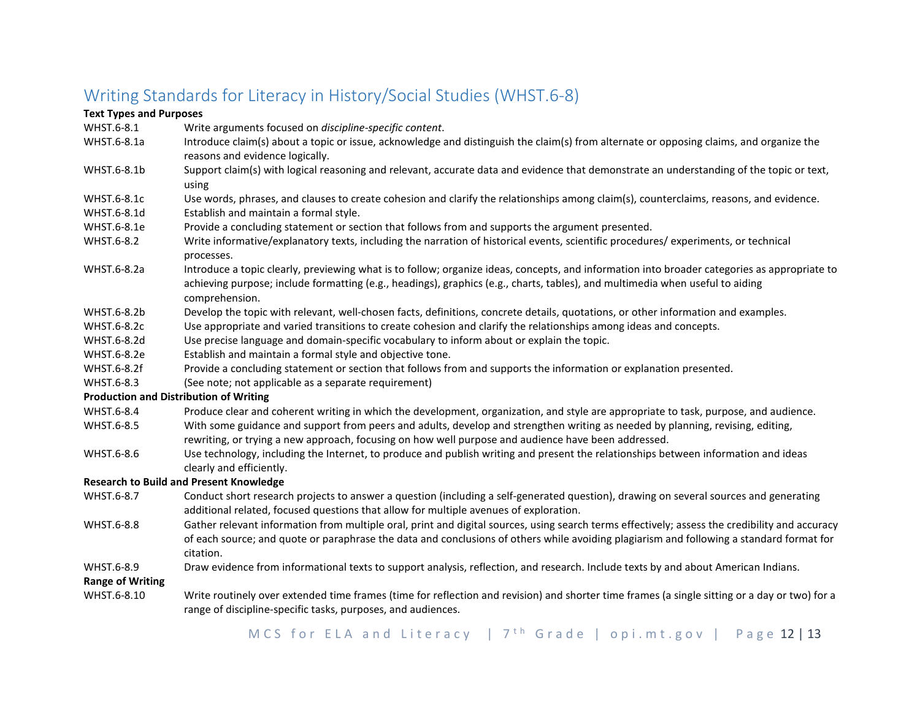## Writing Standards for Literacy in History/Social Studies (WHST.6-8)

**Text Types and Purposes**

| | |
|---|---|
| WHST.6-8.1 | Write arguments focused on *discipline-specific content*. |
| WHST.6-8.1a | Introduce claim(s) about a topic or issue, acknowledge and distinguish the claim(s) from alternate or opposing claims, and organize the reasons and evidence logically. |
| WHST.6-8.1b | Support claim(s) with logical reasoning and relevant, accurate data and evidence that demonstrate an understanding of the topic or text, using |
| WHST.6-8.1c | Use words, phrases, and clauses to create cohesion and clarify the relationships among claim(s), counterclaims, reasons, and evidence. |
| WHST.6-8.1d | Establish and maintain a formal style. |
| WHST.6-8.1e | Provide a concluding statement or section that follows from and supports the argument presented. |
| WHST.6-8.2 | Write informative/explanatory texts, including the narration of historical events, scientific procedures/ experiments, or technical processes. |
| WHST.6-8.2a | Introduce a topic clearly, previewing what is to follow; organize ideas, concepts, and information into broader categories as appropriate to achieving purpose; include formatting (e.g., headings), graphics (e.g., charts, tables), and multimedia when useful to aiding comprehension. |
| WHST.6-8.2b | Develop the topic with relevant, well-chosen facts, definitions, concrete details, quotations, or other information and examples. |
| WHST.6-8.2c | Use appropriate and varied transitions to create cohesion and clarify the relationships among ideas and concepts. |
| WHST.6-8.2d | Use precise language and domain-specific vocabulary to inform about or explain the topic. |
| WHST.6-8.2e | Establish and maintain a formal style and objective tone. |
| WHST.6-8.2f | Provide a concluding statement or section that follows from and supports the information or explanation presented. |
| WHST.6-8.3 | (See note; not applicable as a separate requirement) |

**Production and Distribution of Writing**

| | |
|---|---|
| WHST.6-8.4 | Produce clear and coherent writing in which the development, organization, and style are appropriate to task, purpose, and audience. |
| WHST.6-8.5 | With some guidance and support from peers and adults, develop and strengthen writing as needed by planning, revising, editing, rewriting, or trying a new approach, focusing on how well purpose and audience have been addressed. |
| WHST.6-8.6 | Use technology, including the Internet, to produce and publish writing and present the relationships between information and ideas clearly and efficiently. |

**Research to Build and Present Knowledge**

| | |
|---|---|
| WHST.6-8.7 | Conduct short research projects to answer a question (including a self-generated question), drawing on several sources and generating additional related, focused questions that allow for multiple avenues of exploration. |
| WHST.6-8.8 | Gather relevant information from multiple oral, print and digital sources, using search terms effectively; assess the credibility and accuracy of each source; and quote or paraphrase the data and conclusions of others while avoiding plagiarism and following a standard format for citation. |
| WHST.6-8.9 | Draw evidence from informational texts to support analysis, reflection, and research. Include texts by and about American Indians. |

**Range of Writing**

| | |
|---|---|
| WHST.6-8.10 | Write routinely over extended time frames (time for reflection and revision) and shorter time frames (a single sitting or a day or two) for a range of discipline-specific tasks, purposes, and audiences. |